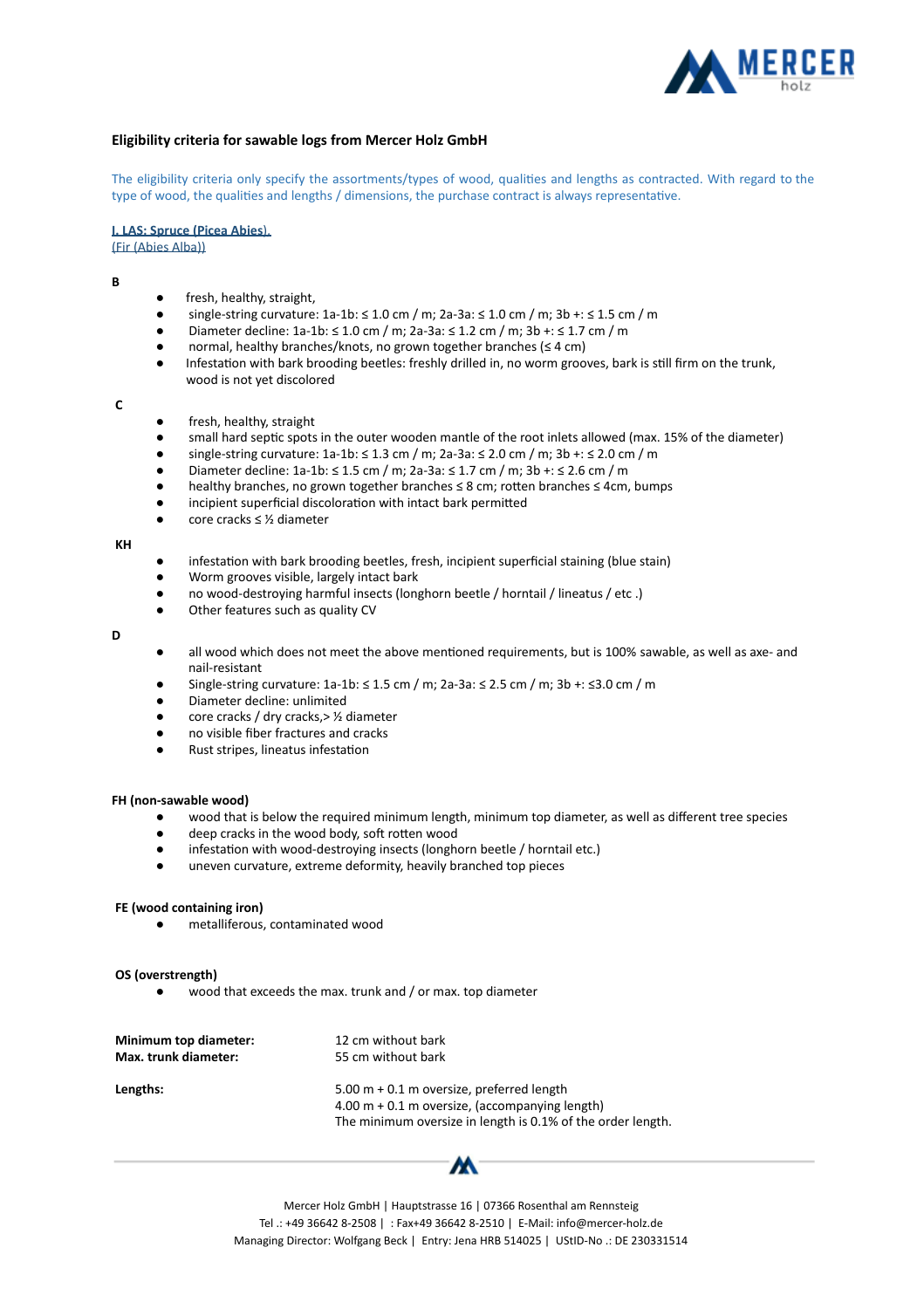## Eligibility criteria for sawable logs from Mercer Holz GmbH

The eligibility criteria only specify the assortments/types of wood, qualities and lengths as contracted. With regard to the type of wood, the qualities and lengths / dimensions, the purchase contract is always representative.

### I. LAS: Spruce (Picea Abies).
(Fir (Abies Alba))

**B**

- fresh, healthy, straight,
- single-string curvature: 1a-1b: ≤ 1.0 cm / m; 2a-3a: ≤ 1.0 cm / m; 3b +: ≤ 1.5 cm / m
- Diameter decline: 1a-1b: ≤ 1.0 cm / m; 2a-3a: ≤ 1.2 cm / m; 3b +: ≤ 1.7 cm / m
- normal, healthy branches/knots, no grown together branches (≤ 4 cm)
- Infestation with bark brooding beetles: freshly drilled in, no worm grooves, bark is still firm on the trunk, wood is not yet discolored

**C**

- fresh, healthy, straight
- small hard septic spots in the outer wooden mantle of the root inlets allowed (max. 15% of the diameter)
- single-string curvature: 1a-1b: ≤ 1.3 cm / m; 2a-3a: ≤ 2.0 cm / m; 3b +: ≤ 2.0 cm / m
- Diameter decline: 1a-1b: ≤ 1.5 cm / m; 2a-3a: ≤ 1.7 cm / m; 3b +: ≤ 2.6 cm / m
- healthy branches, no grown together branches ≤ 8 cm; rotten branches ≤ 4cm, bumps
- incipient superficial discoloration with intact bark permitted
- core cracks ≤ ½ diameter

**KH**

- infestation with bark brooding beetles, fresh, incipient superficial staining (blue stain)
- Worm grooves visible, largely intact bark
- no wood-destroying harmful insects (longhorn beetle / horntail / lineatus / etc .)
- Other features such as quality CV

**D**

- all wood which does not meet the above mentioned requirements, but is 100% sawable, as well as axe- and nail-resistant
- Single-string curvature: 1a-1b: ≤ 1.5 cm / m; 2a-3a: ≤ 2.5 cm / m; 3b +: ≤3.0 cm / m
- Diameter decline: unlimited
- core cracks / dry cracks,> ½ diameter
- no visible fiber fractures and cracks
- Rust stripes, lineatus infestation

**FH (non-sawable wood)**

- wood that is below the required minimum length, minimum top diameter, as well as different tree species
- deep cracks in the wood body, soft rotten wood
- infestation with wood-destroying insects (longhorn beetle / horntail etc.)
- uneven curvature, extreme deformity, heavily branched top pieces

**FE (wood containing iron)**

- metalliferous, contaminated wood

**OS (overstrength)**

- wood that exceeds the max. trunk and / or max. top diameter

| | |
|---|---|
| **Minimum top diameter:** | 12 cm without bark |
| **Max. trunk diameter:** | 55 cm without bark |
| **Lengths:** | 5.00 m + 0.1 m oversize, preferred length<br>4.00 m + 0.1 m oversize, (accompanying length)<br>The minimum oversize in length is 0.1% of the order length. |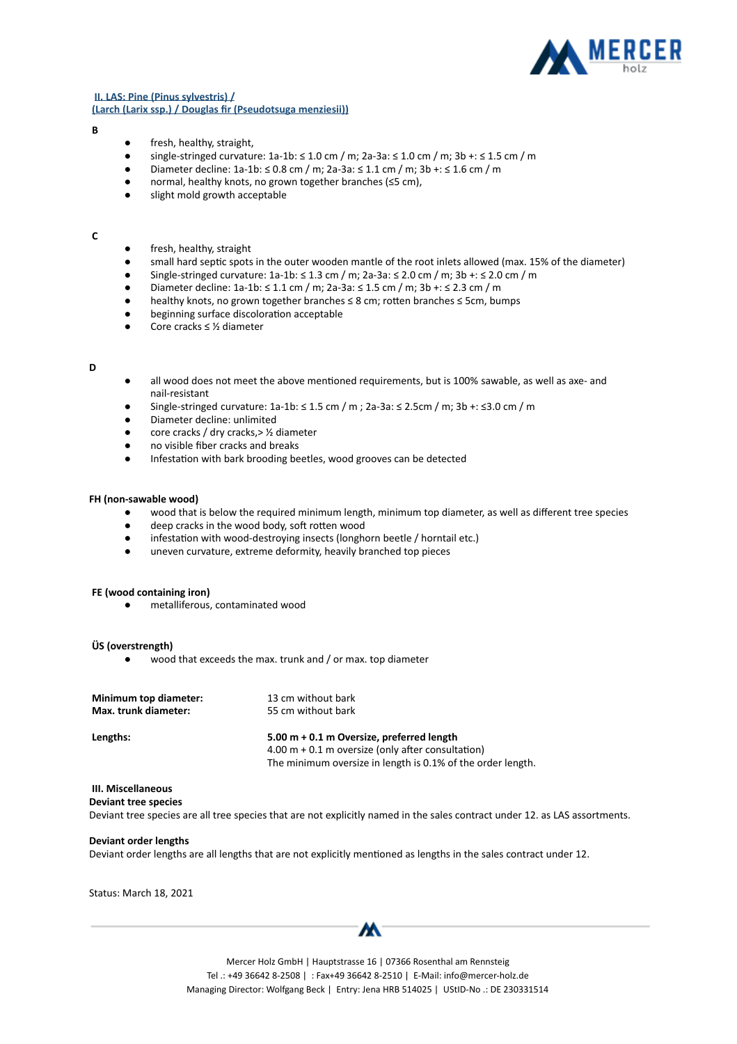**II. LAS: Pine (Pinus sylvestris) /**
**(Larch (Larix ssp.) / Douglas fir (Pseudotsuga menziesii))**

**B**

- fresh, healthy, straight,
- single-stringed curvature: 1a-1b: ≤ 1.0 cm / m; 2a-3a: ≤ 1.0 cm / m; 3b +: ≤ 1.5 cm / m
- Diameter decline: 1a-1b: ≤ 0.8 cm / m; 2a-3a: ≤ 1.1 cm / m; 3b +: ≤ 1.6 cm / m
- normal, healthy knots, no grown together branches (≤5 cm),
- slight mold growth acceptable

**C**

- fresh, healthy, straight
- small hard septic spots in the outer wooden mantle of the root inlets allowed (max. 15% of the diameter)
- Single-stringed curvature: 1a-1b: ≤ 1.3 cm / m; 2a-3a: ≤ 2.0 cm / m; 3b +: ≤ 2.0 cm / m
- Diameter decline: 1a-1b: ≤ 1.1 cm / m; 2a-3a: ≤ 1.5 cm / m; 3b +: ≤ 2.3 cm / m
- healthy knots, no grown together branches ≤ 8 cm; rotten branches ≤ 5cm, bumps
- beginning surface discoloration acceptable
- Core cracks ≤ ½ diameter

**D**

- all wood does not meet the above mentioned requirements, but is 100% sawable, as well as axe- and nail-resistant
- Single-stringed curvature: 1a-1b: ≤ 1.5 cm / m ; 2a-3a: ≤ 2.5cm / m; 3b +: ≤3.0 cm / m
- Diameter decline: unlimited
- core cracks / dry cracks,> ½ diameter
- no visible fiber cracks and breaks
- Infestation with bark brooding beetles, wood grooves can be detected

**FH (non-sawable wood)**

- wood that is below the required minimum length, minimum top diameter, as well as different tree species
- deep cracks in the wood body, soft rotten wood
- infestation with wood-destroying insects (longhorn beetle / horntail etc.)
- uneven curvature, extreme deformity, heavily branched top pieces

**FE (wood containing iron)**

- metalliferous, contaminated wood

**ÜS (overstrength)**

- wood that exceeds the max. trunk and / or max. top diameter

| | |
|---|---|
| **Minimum top diameter:** | 13 cm without bark |
| **Max. trunk diameter:** | 55 cm without bark |
| **Lengths:** | **5.00 m + 0.1 m Oversize, preferred length**<br>4.00 m + 0.1 m oversize (only after consultation)<br>The minimum oversize in length is 0.1% of the order length. |

**III. Miscellaneous**

**Deviant tree species**

Deviant tree species are all tree species that are not explicitly named in the sales contract under 12. as LAS assortments.

**Deviant order lengths**

Deviant order lengths are all lengths that are not explicitly mentioned as lengths in the sales contract under 12.

Status: March 18, 2021

Mercer Holz GmbH | Hauptstrasse 16 | 07366 Rosenthal am Rennsteig
Tel .: +49 36642 8-2508 | : Fax+49 36642 8-2510 | E-Mail: info@mercer-holz.de
Managing Director: Wolfgang Beck | Entry: Jena HRB 514025 | UStID-No .: DE 230331514